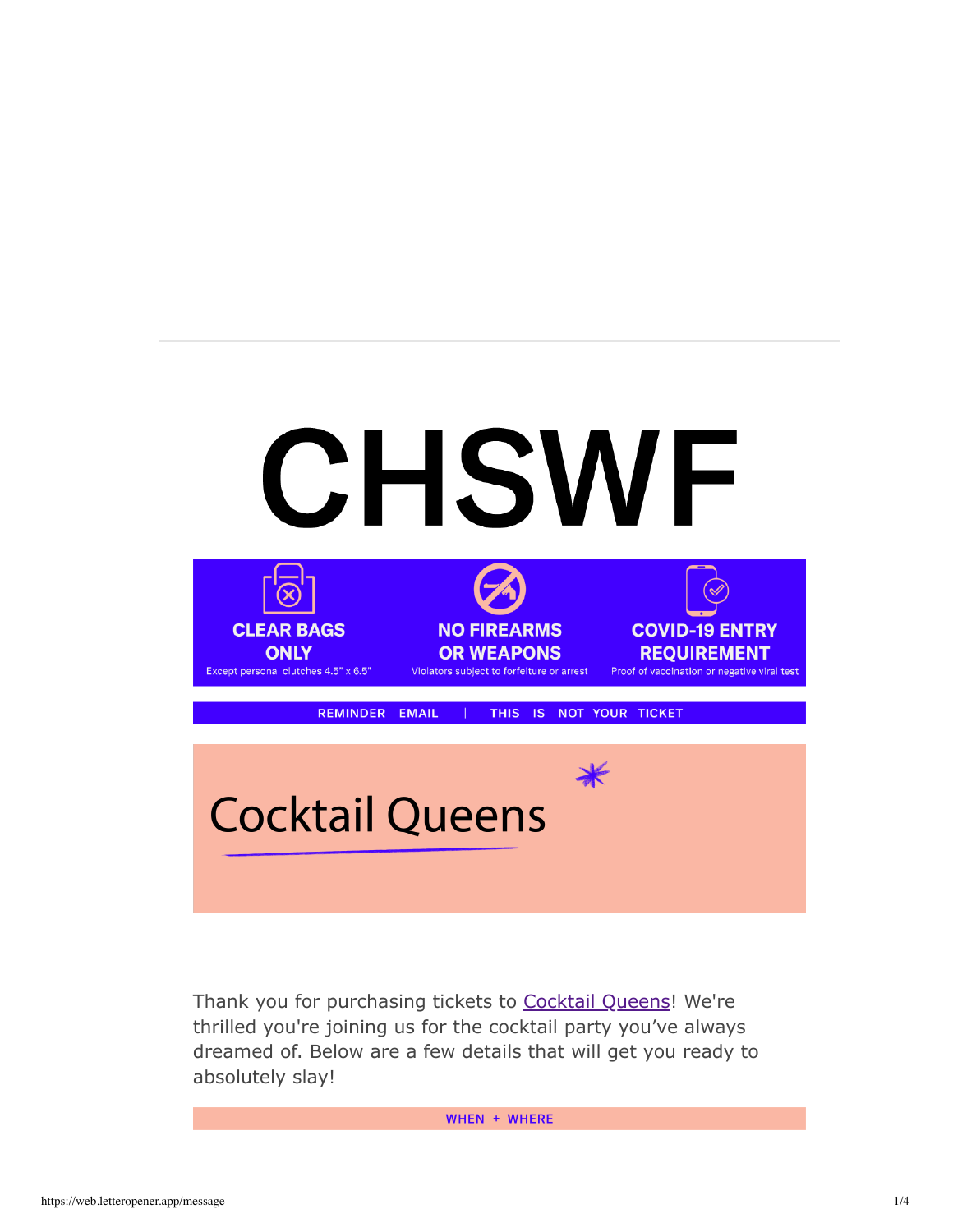# CHSWF

**CLEAR BAGS ONLY**
Except personal clutches 4.5" x 6.5"

**NO FIREARMS OR WEAPONS**
Violators subject to forfeiture or arrest

**COVID-19 ENTRY REQUIREMENT**
Proof of vaccination or negative viral test

REMINDER EMAIL | THIS IS NOT YOUR TICKET

## Cocktail Queens

Thank you for purchasing tickets to Cocktail Queens! We're thrilled you're joining us for the cocktail party you've always dreamed of. Below are a few details that will get you ready to absolutely slay!

**WHEN + WHERE**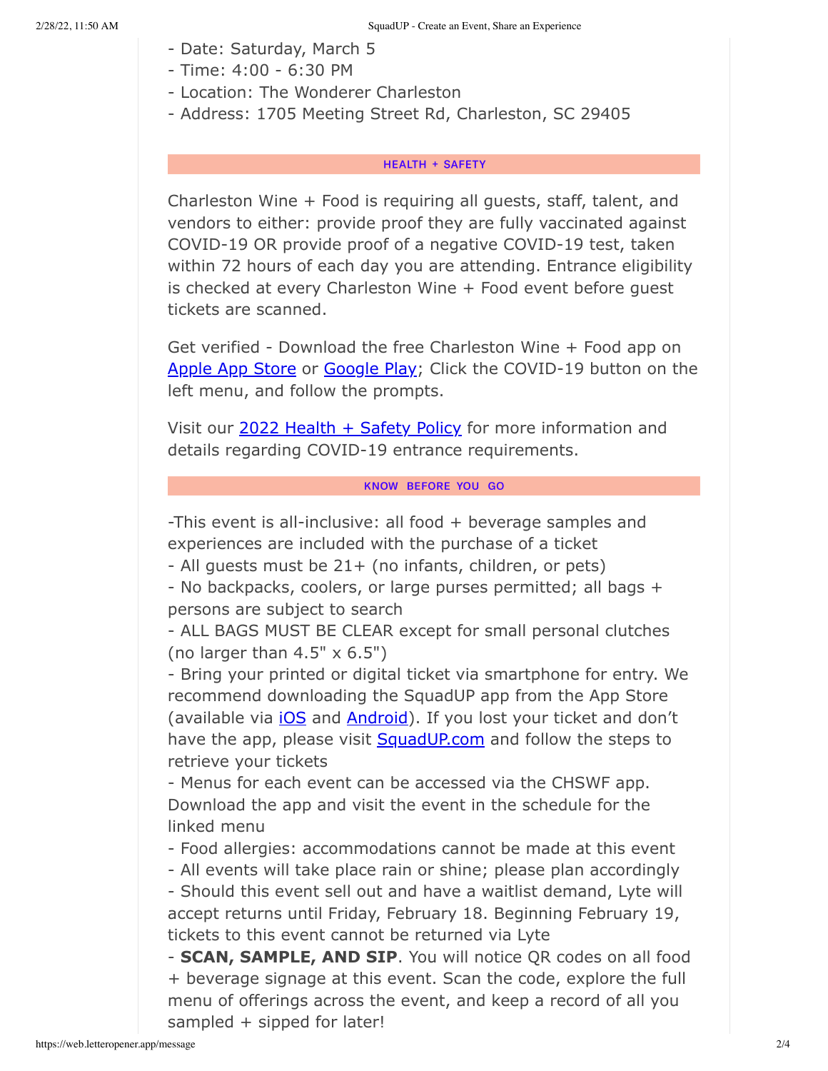- Date: Saturday, March 5
- Time: 4:00 - 6:30 PM
- Location: The Wonderer Charleston
- Address: 1705 Meeting Street Rd, Charleston, SC 29405

## HEALTH + SAFETY

Charleston Wine + Food is requiring all guests, staff, talent, and vendors to either: provide proof they are fully vaccinated against COVID-19 OR provide proof of a negative COVID-19 test, taken within 72 hours of each day you are attending. Entrance eligibility is checked at every Charleston Wine + Food event before guest tickets are scanned.

Get verified - Download the free Charleston Wine + Food app on Apple App Store or Google Play; Click the COVID-19 button on the left menu, and follow the prompts.

Visit our 2022 Health + Safety Policy for more information and details regarding COVID-19 entrance requirements.

## KNOW BEFORE YOU GO

-This event is all-inclusive: all food + beverage samples and experiences are included with the purchase of a ticket
- All guests must be 21+ (no infants, children, or pets)
- No backpacks, coolers, or large purses permitted; all bags + persons are subject to search
- ALL BAGS MUST BE CLEAR except for small personal clutches (no larger than 4.5" x 6.5")
- Bring your printed or digital ticket via smartphone for entry. We recommend downloading the SquadUP app from the App Store (available via iOS and Android). If you lost your ticket and don't have the app, please visit SquadUP.com and follow the steps to retrieve your tickets
- Menus for each event can be accessed via the CHSWF app. Download the app and visit the event in the schedule for the linked menu
- Food allergies: accommodations cannot be made at this event
- All events will take place rain or shine; please plan accordingly
- Should this event sell out and have a waitlist demand, Lyte will accept returns until Friday, February 18. Beginning February 19, tickets to this event cannot be returned via Lyte
- **SCAN, SAMPLE, AND SIP**. You will notice QR codes on all food + beverage signage at this event. Scan the code, explore the full menu of offerings across the event, and keep a record of all you sampled + sipped for later!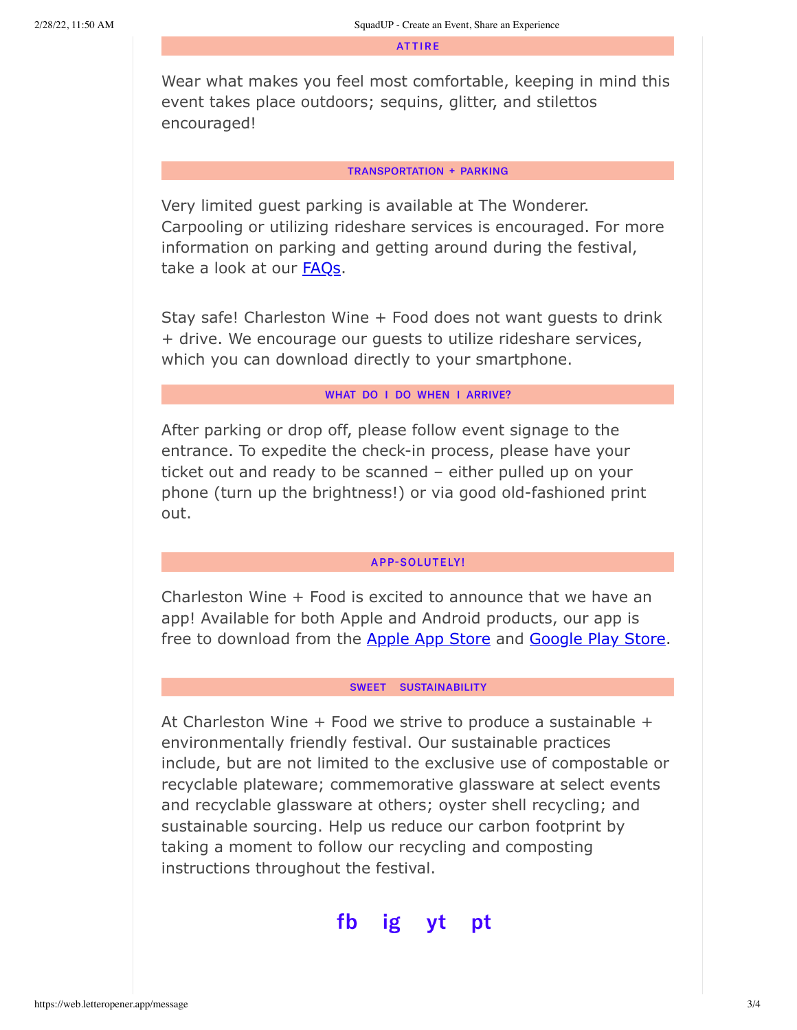## ATTIRE

Wear what makes you feel most comfortable, keeping in mind this event takes place outdoors; sequins, glitter, and stilettos encouraged!

## TRANSPORTATION + PARKING

Very limited guest parking is available at The Wonderer. Carpooling or utilizing rideshare services is encouraged. For more information on parking and getting around during the festival, take a look at our FAQs.

Stay safe! Charleston Wine + Food does not want guests to drink + drive. We encourage our guests to utilize rideshare services, which you can download directly to your smartphone.

## WHAT DO I DO WHEN I ARRIVE?

After parking or drop off, please follow event signage to the entrance. To expedite the check-in process, please have your ticket out and ready to be scanned – either pulled up on your phone (turn up the brightness!) or via good old-fashioned print out.

## APP-SOLUTELY!

Charleston Wine + Food is excited to announce that we have an app! Available for both Apple and Android products, our app is free to download from the Apple App Store and Google Play Store.

## SWEET SUSTAINABILITY

At Charleston Wine + Food we strive to produce a sustainable + environmentally friendly festival. Our sustainable practices include, but are not limited to the exclusive use of compostable or recyclable plateware; commemorative glassware at select events and recyclable glassware at others; oyster shell recycling; and sustainable sourcing. Help us reduce our carbon footprint by taking a moment to follow our recycling and composting instructions throughout the festival.

**fb ig yt pt**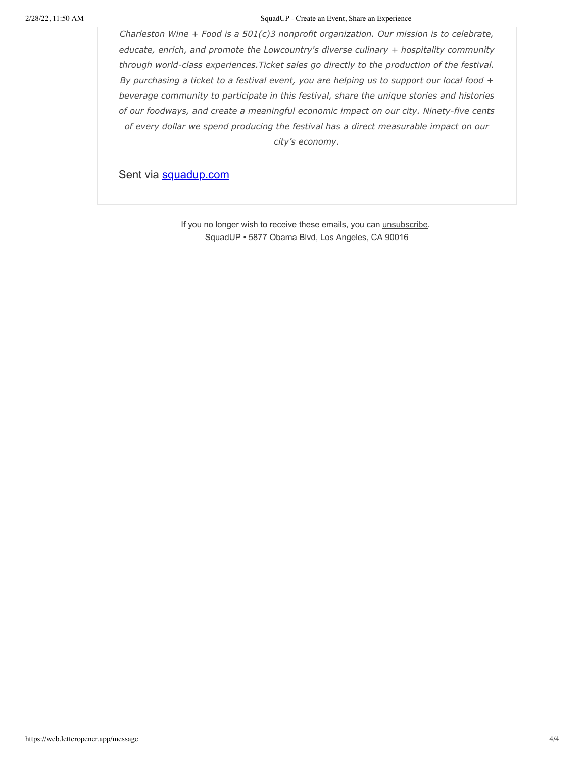*Charleston Wine + Food is a 501(c)3 nonprofit organization. Our mission is to celebrate, educate, enrich, and promote the Lowcountry's diverse culinary + hospitality community through world-class experiences.Ticket sales go directly to the production of the festival. By purchasing a ticket to a festival event, you are helping us to support our local food + beverage community to participate in this festival, share the unique stories and histories of our foodways, and create a meaningful economic impact on our city. Ninety-five cents of every dollar we spend producing the festival has a direct measurable impact on our city's economy.*

Sent via squadup.com

If you no longer wish to receive these emails, you can unsubscribe.
SquadUP • 5877 Obama Blvd, Los Angeles, CA 90016